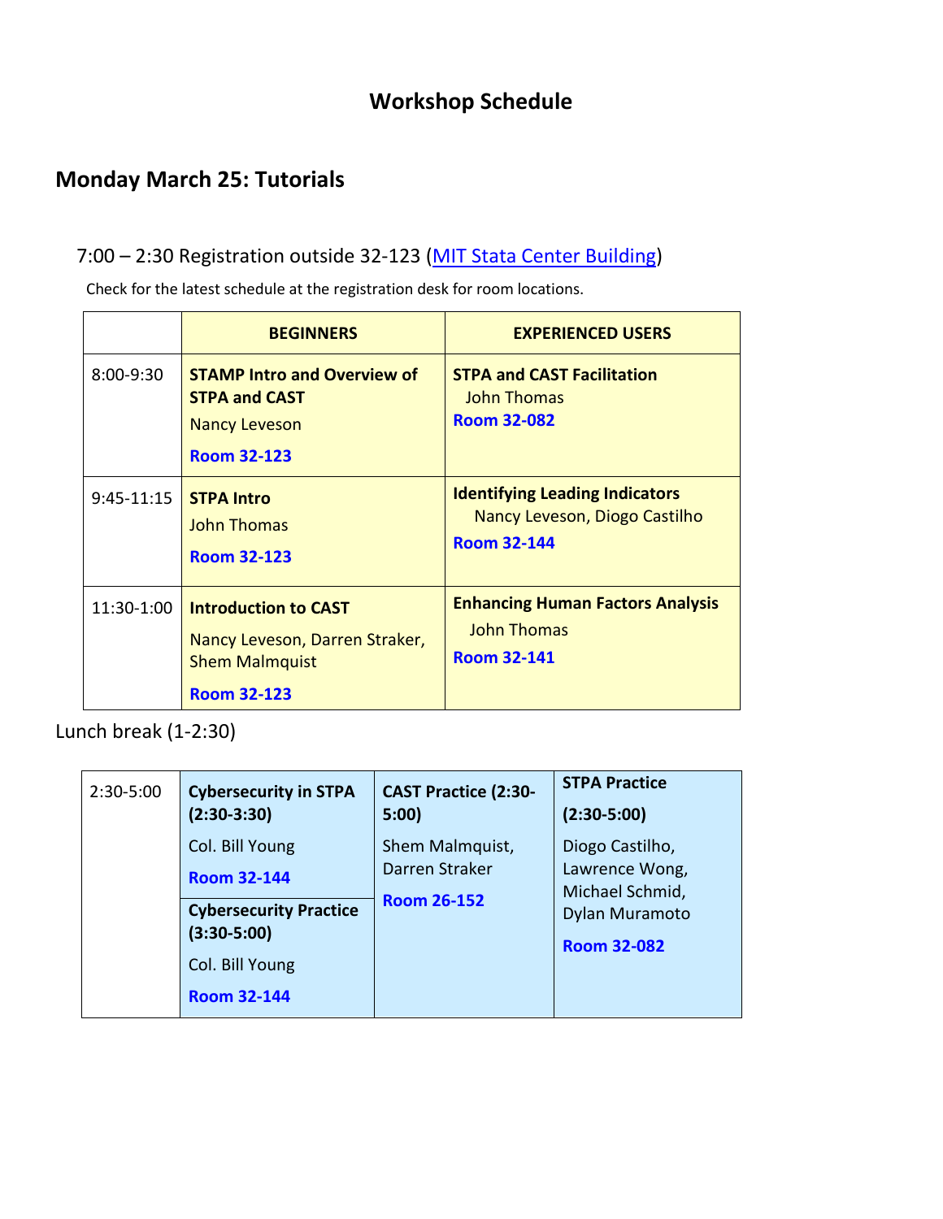# Workshop Schedule

## Monday March 25: Tutorials

7:00 – 2:30 Registration outside 32-123 ([MIT Stata Center Building](#))

Check for the latest schedule at the registration desk for room locations.

| | BEGINNERS | EXPERIENCED USERS |
|---|---|---|
| 8:00-9:30 | **STAMP Intro and Overview of STPA and CAST**<br>Nancy Leveson<br>**Room 32-123** | **STPA and CAST Facilitation**<br>John Thomas<br>**Room 32-082** |
| 9:45-11:15 | **STPA Intro**<br>John Thomas<br>**Room 32-123** | **Identifying Leading Indicators**<br>Nancy Leveson, Diogo Castilho<br>**Room 32-144** |
| 11:30-1:00 | **Introduction to CAST**<br>Nancy Leveson, Darren Straker, Shem Malmquist<br>**Room 32-123** | **Enhancing Human Factors Analysis**<br>John Thomas<br>**Room 32-141** |

Lunch break (1-2:30)

| | | | |
|---|---|---|---|
| 2:30-5:00 | **Cybersecurity in STPA (2:30-3:30)**<br>Col. Bill Young<br>**Room 32-144**<br><br>**Cybersecurity Practice (3:30-5:00)**<br>Col. Bill Young<br>**Room 32-144** | **CAST Practice (2:30-5:00)**<br>Shem Malmquist, Darren Straker<br>**Room 26-152** | **STPA Practice (2:30-5:00)**<br>Diogo Castilho, Lawrence Wong, Michael Schmid, Dylan Muramoto<br>**Room 32-082** |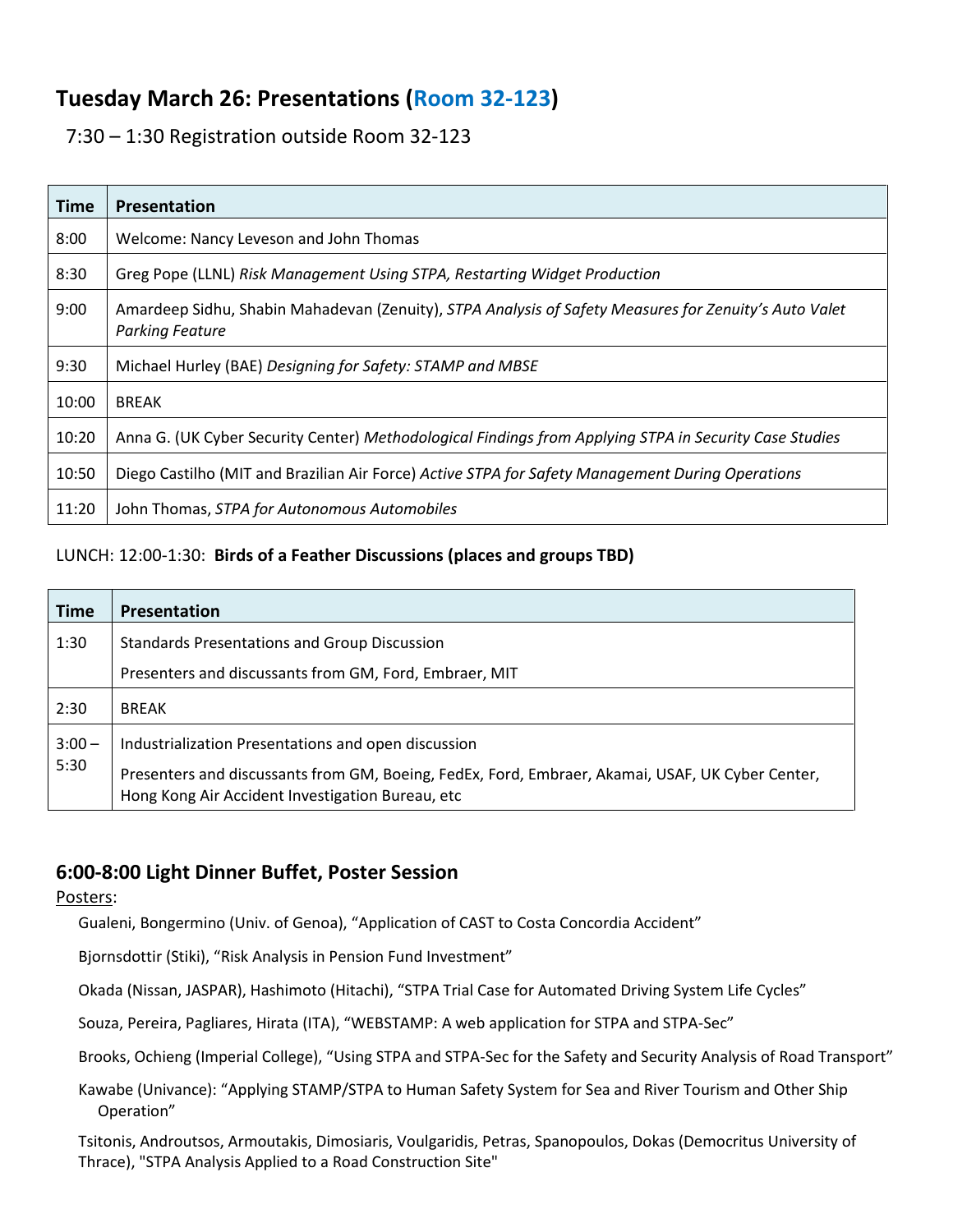## Tuesday March 26: Presentations (Room 32-123)

7:30 – 1:30 Registration outside Room 32-123

| Time | Presentation |
|---|---|
| 8:00 | Welcome: Nancy Leveson and John Thomas |
| 8:30 | Greg Pope (LLNL) *Risk Management Using STPA, Restarting Widget Production* |
| 9:00 | Amardeep Sidhu, Shabin Mahadevan (Zenuity), *STPA Analysis of Safety Measures for Zenuity's Auto Valet Parking Feature* |
| 9:30 | Michael Hurley (BAE) *Designing for Safety: STAMP and MBSE* |
| 10:00 | BREAK |
| 10:20 | Anna G. (UK Cyber Security Center) *Methodological Findings from Applying STPA in Security Case Studies* |
| 10:50 | Diego Castilho (MIT and Brazilian Air Force) *Active STPA for Safety Management During Operations* |
| 11:20 | John Thomas, *STPA for Autonomous Automobiles* |

LUNCH: 12:00-1:30: **Birds of a Feather Discussions (places and groups TBD)**

| Time | Presentation |
|---|---|
| 1:30 | Standards Presentations and Group Discussion<br>Presenters and discussants from GM, Ford, Embraer, MIT |
| 2:30 | BREAK |
| 3:00 – 5:30 | Industrialization Presentations and open discussion<br>Presenters and discussants from GM, Boeing, FedEx, Ford, Embraer, Akamai, USAF, UK Cyber Center, Hong Kong Air Accident Investigation Bureau, etc |

### 6:00-8:00 Light Dinner Buffet, Poster Session

Posters:

Gualeni, Bongermino (Univ. of Genoa), "Application of CAST to Costa Concordia Accident"

Bjornsdottir (Stiki), "Risk Analysis in Pension Fund Investment"

Okada (Nissan, JASPAR), Hashimoto (Hitachi), "STPA Trial Case for Automated Driving System Life Cycles"

Souza, Pereira, Pagliares, Hirata (ITA), "WEBSTAMP: A web application for STPA and STPA-Sec"

Brooks, Ochieng (Imperial College), "Using STPA and STPA-Sec for the Safety and Security Analysis of Road Transport"

Kawabe (Univance): "Applying STAMP/STPA to Human Safety System for Sea and River Tourism and Other Ship Operation"

Tsitonis, Androutsos, Armoutakis, Dimosiaris, Voulgaridis, Petras, Spanopoulos, Dokas (Democritus University of Thrace), "STPA Analysis Applied to a Road Construction Site"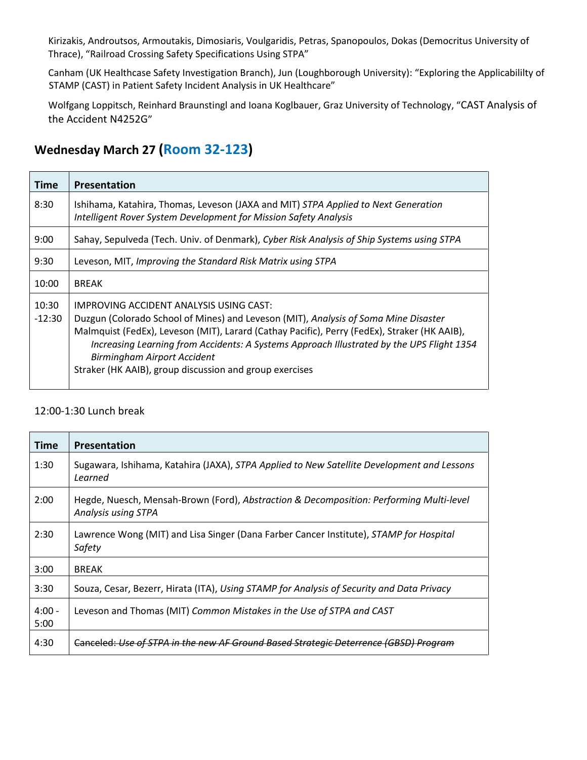Kirizakis, Androutsos, Armoutakis, Dimosiaris, Voulgaridis, Petras, Spanopoulos, Dokas (Democritus University of Thrace), "Railroad Crossing Safety Specifications Using STPA"

Canham (UK Healthcase Safety Investigation Branch), Jun (Loughborough University): "Exploring the Applicabililty of STAMP (CAST) in Patient Safety Incident Analysis in UK Healthcare"

Wolfgang Loppitsch, Reinhard Braunstingl and Ioana Koglbauer, Graz University of Technology, "CAST Analysis of the Accident N4252G"

## Wednesday March 27 (Room 32-123)

| Time | Presentation |
|---|---|
| 8:30 | Ishihama, Katahira, Thomas, Leveson (JAXA and MIT) *STPA Applied to Next Generation Intelligent Rover System Development for Mission Safety Analysis* |
| 9:00 | Sahay, Sepulveda (Tech. Univ. of Denmark), *Cyber Risk Analysis of Ship Systems using STPA* |
| 9:30 | Leveson, MIT, *Improving the Standard Risk Matrix using STPA* |
| 10:00 | BREAK |
| 10:30 -12:30 | IMPROVING ACCIDENT ANALYSIS USING CAST:<br>Duzgun (Colorado School of Mines) and Leveson (MIT), *Analysis of Soma Mine Disaster*<br>Malmquist (FedEx), Leveson (MIT), Larard (Cathay Pacific), Perry (FedEx), Straker (HK AAIB), *Increasing Learning from Accidents: A Systems Approach Illustrated by the UPS Flight 1354 Birmingham Airport Accident*<br>Straker (HK AAIB), group discussion and group exercises |

12:00-1:30 Lunch break

| Time | Presentation |
|---|---|
| 1:30 | Sugawara, Ishihama, Katahira (JAXA), *STPA Applied to New Satellite Development and Lessons Learned* |
| 2:00 | Hegde, Nuesch, Mensah-Brown (Ford), *Abstraction & Decomposition: Performing Multi-level Analysis using STPA* |
| 2:30 | Lawrence Wong (MIT) and Lisa Singer (Dana Farber Cancer Institute), *STAMP for Hospital Safety* |
| 3:00 | BREAK |
| 3:30 | Souza, Cesar, Bezerr, Hirata (ITA), *Using STAMP for Analysis of Security and Data Privacy* |
| 4:00 - 5:00 | Leveson and Thomas (MIT) *Common Mistakes in the Use of STPA and CAST* |
| 4:30 | ~~Canceled: *Use of STPA in the new AF Ground Based Strategic Deterrence (GBSD) Program*~~ |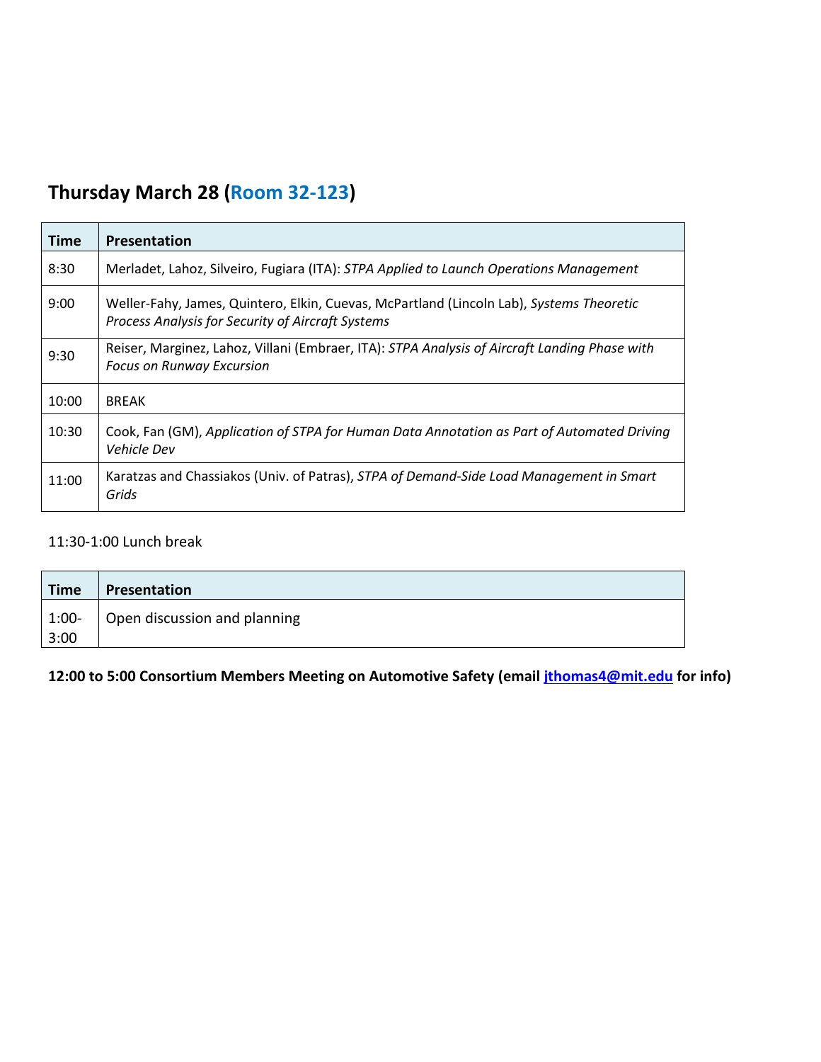## Thursday March 28 (Room 32-123)

| Time | Presentation |
|---|---|
| 8:30 | Merladet, Lahoz, Silveiro, Fugiara (ITA): *STPA Applied to Launch Operations Management* |
| 9:00 | Weller-Fahy, James, Quintero, Elkin, Cuevas, McPartland (Lincoln Lab), *Systems Theoretic Process Analysis for Security of Aircraft Systems* |
| 9:30 | Reiser, Marginez, Lahoz, Villani (Embraer, ITA): *STPA Analysis of Aircraft Landing Phase with Focus on Runway Excursion* |
| 10:00 | BREAK |
| 10:30 | Cook, Fan (GM), *Application of STPA for Human Data Annotation as Part of Automated Driving Vehicle Dev* |
| 11:00 | Karatzas and Chassiakos (Univ. of Patras), *STPA of Demand-Side Load Management in Smart Grids* |

11:30-1:00 Lunch break

| Time | Presentation |
|---|---|
| 1:00-3:00 | Open discussion and planning |

**12:00 to 5:00 Consortium Members Meeting on Automotive Safety (email jthomas4@mit.edu for info)**